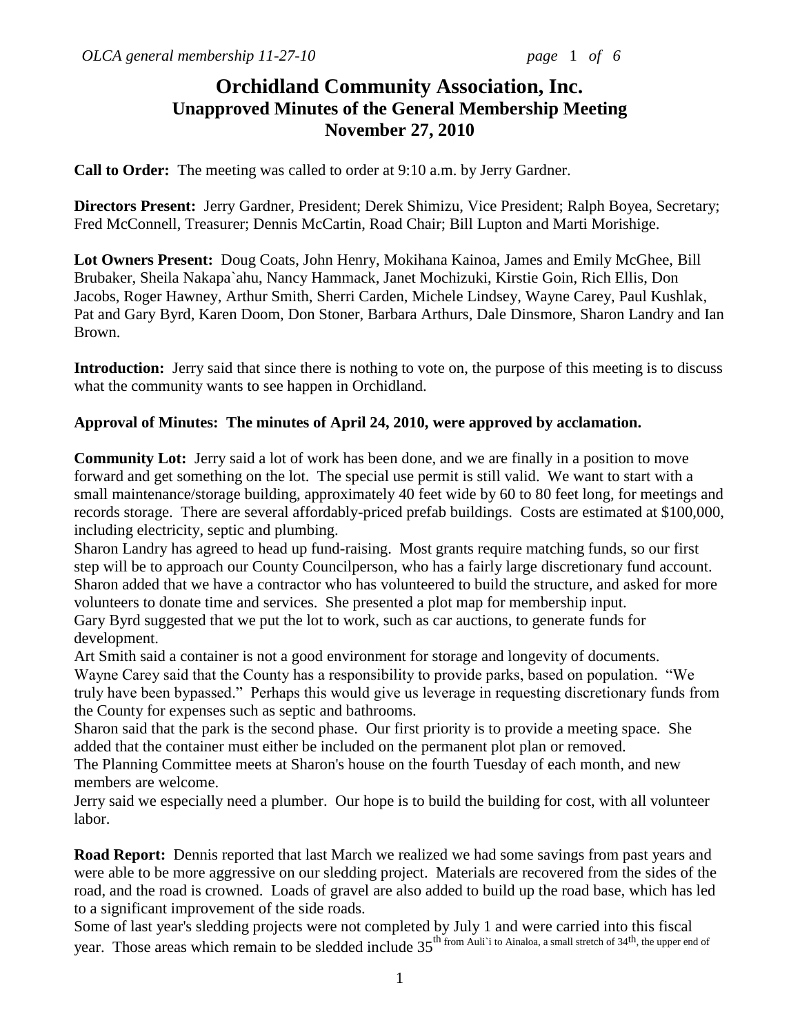# Orchidland Community Association, Inc.
## Unapproved Minutes of the General Membership Meeting
## November 27, 2010

**Call to Order:** The meeting was called to order at 9:10 a.m. by Jerry Gardner.

**Directors Present:** Jerry Gardner, President; Derek Shimizu, Vice President; Ralph Boyea, Secretary; Fred McConnell, Treasurer; Dennis McCartin, Road Chair; Bill Lupton and Marti Morishige.

**Lot Owners Present:** Doug Coats, John Henry, Mokihana Kainoa, James and Emily McGhee, Bill Brubaker, Sheila Nakapa`ahu, Nancy Hammack, Janet Mochizuki, Kirstie Goin, Rich Ellis, Don Jacobs, Roger Hawney, Arthur Smith, Sherri Carden, Michele Lindsey, Wayne Carey, Paul Kushlak, Pat and Gary Byrd, Karen Doom, Don Stoner, Barbara Arthurs, Dale Dinsmore, Sharon Landry and Ian Brown.

**Introduction:** Jerry said that since there is nothing to vote on, the purpose of this meeting is to discuss what the community wants to see happen in Orchidland.

**Approval of Minutes: The minutes of April 24, 2010, were approved by acclamation.**

**Community Lot:** Jerry said a lot of work has been done, and we are finally in a position to move forward and get something on the lot. The special use permit is still valid. We want to start with a small maintenance/storage building, approximately 40 feet wide by 60 to 80 feet long, for meetings and records storage. There are several affordably-priced prefab buildings. Costs are estimated at $100,000, including electricity, septic and plumbing.

Sharon Landry has agreed to head up fund-raising. Most grants require matching funds, so our first step will be to approach our County Councilperson, who has a fairly large discretionary fund account. Sharon added that we have a contractor who has volunteered to build the structure, and asked for more volunteers to donate time and services. She presented a plot map for membership input.

Gary Byrd suggested that we put the lot to work, such as car auctions, to generate funds for development.

Art Smith said a container is not a good environment for storage and longevity of documents.

Wayne Carey said that the County has a responsibility to provide parks, based on population. "We truly have been bypassed." Perhaps this would give us leverage in requesting discretionary funds from the County for expenses such as septic and bathrooms.

Sharon said that the park is the second phase. Our first priority is to provide a meeting space. She added that the container must either be included on the permanent plot plan or removed.

The Planning Committee meets at Sharon's house on the fourth Tuesday of each month, and new members are welcome.

Jerry said we especially need a plumber. Our hope is to build the building for cost, with all volunteer labor.

**Road Report:** Dennis reported that last March we realized we had some savings from past years and were able to be more aggressive on our sledding project. Materials are recovered from the sides of the road, and the road is crowned. Loads of gravel are also added to build up the road base, which has led to a significant improvement of the side roads.

Some of last year's sledding projects were not completed by July 1 and were carried into this fiscal year. Those areas which remain to be sledded include 35th from Auli`i to Ainaloa, a small stretch of 34th, the upper end of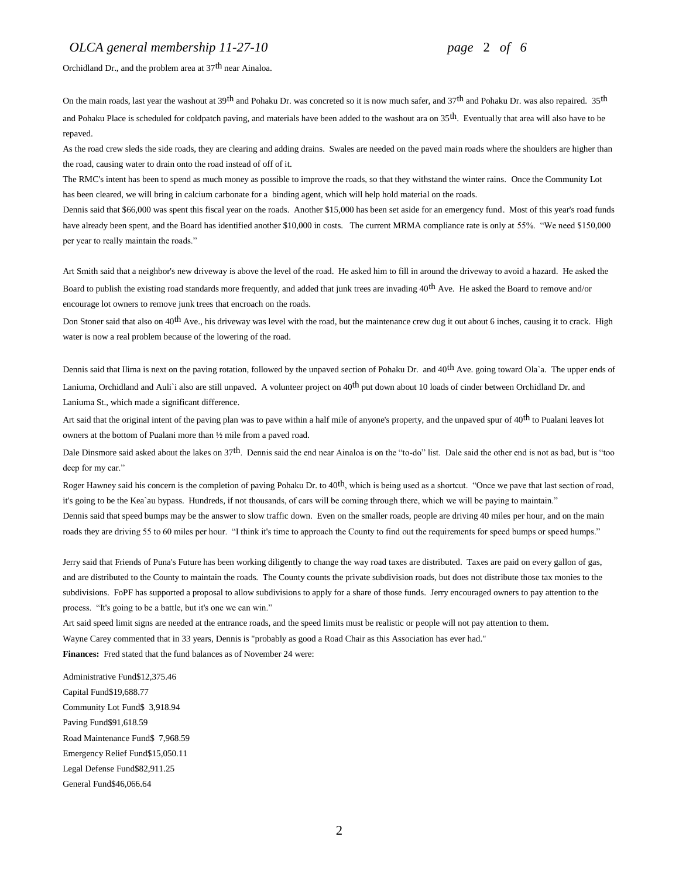Orchidland Dr., and the problem area at 37th near Ainaloa.

On the main roads, last year the washout at 39th and Pohaku Dr. was concreted so it is now much safer, and 37th and Pohaku Dr. was also repaired. 35th and Pohaku Place is scheduled for coldpatch paving, and materials have been added to the washout ara on 35th. Eventually that area will also have to be repaved.

As the road crew sleds the side roads, they are clearing and adding drains. Swales are needed on the paved main roads where the shoulders are higher than the road, causing water to drain onto the road instead of off of it.

The RMC's intent has been to spend as much money as possible to improve the roads, so that they withstand the winter rains. Once the Community Lot has been cleared, we will bring in calcium carbonate for a binding agent, which will help hold material on the roads.

Dennis said that $66,000 was spent this fiscal year on the roads. Another $15,000 has been set aside for an emergency fund. Most of this year's road funds have already been spent, and the Board has identified another $10,000 in costs. The current MRMA compliance rate is only at 55%. "We need $150,000 per year to really maintain the roads."

Art Smith said that a neighbor's new driveway is above the level of the road. He asked him to fill in around the driveway to avoid a hazard. He asked the Board to publish the existing road standards more frequently, and added that junk trees are invading 40th Ave. He asked the Board to remove and/or encourage lot owners to remove junk trees that encroach on the roads.

Don Stoner said that also on 40th Ave., his driveway was level with the road, but the maintenance crew dug it out about 6 inches, causing it to crack. High water is now a real problem because of the lowering of the road.

Dennis said that Ilima is next on the paving rotation, followed by the unpaved section of Pohaku Dr. and 40th Ave. going toward Ola`a. The upper ends of Laniuma, Orchidland and Auli`i also are still unpaved. A volunteer project on 40th put down about 10 loads of cinder between Orchidland Dr. and Laniuma St., which made a significant difference.

Art said that the original intent of the paving plan was to pave within a half mile of anyone's property, and the unpaved spur of 40th to Pualani leaves lot owners at the bottom of Pualani more than ½ mile from a paved road.

Dale Dinsmore said asked about the lakes on 37th. Dennis said the end near Ainaloa is on the "to-do" list. Dale said the other end is not as bad, but is "too deep for my car."

Roger Hawney said his concern is the completion of paving Pohaku Dr. to 40th, which is being used as a shortcut. "Once we pave that last section of road, it's going to be the Kea`au bypass. Hundreds, if not thousands, of cars will be coming through there, which we will be paying to maintain."

Dennis said that speed bumps may be the answer to slow traffic down. Even on the smaller roads, people are driving 40 miles per hour, and on the main roads they are driving 55 to 60 miles per hour. "I think it's time to approach the County to find out the requirements for speed bumps or speed humps."

Jerry said that Friends of Puna's Future has been working diligently to change the way road taxes are distributed. Taxes are paid on every gallon of gas, and are distributed to the County to maintain the roads. The County counts the private subdivision roads, but does not distribute those tax monies to the subdivisions. FoPF has supported a proposal to allow subdivisions to apply for a share of those funds. Jerry encouraged owners to pay attention to the process. "It's going to be a battle, but it's one we can win."

Art said speed limit signs are needed at the entrance roads, and the speed limits must be realistic or people will not pay attention to them.

Wayne Carey commented that in 33 years, Dennis is "probably as good a Road Chair as this Association has ever had."

**Finances:** Fred stated that the fund balances as of November 24 were:

Administrative Fund $12,375.46
Capital Fund $19,688.77
Community Lot Fund $ 3,918.94
Paving Fund $91,618.59
Road Maintenance Fund $ 7,968.59
Emergency Relief Fund $15,050.11
Legal Defense Fund $82,911.25
General Fund $46,066.64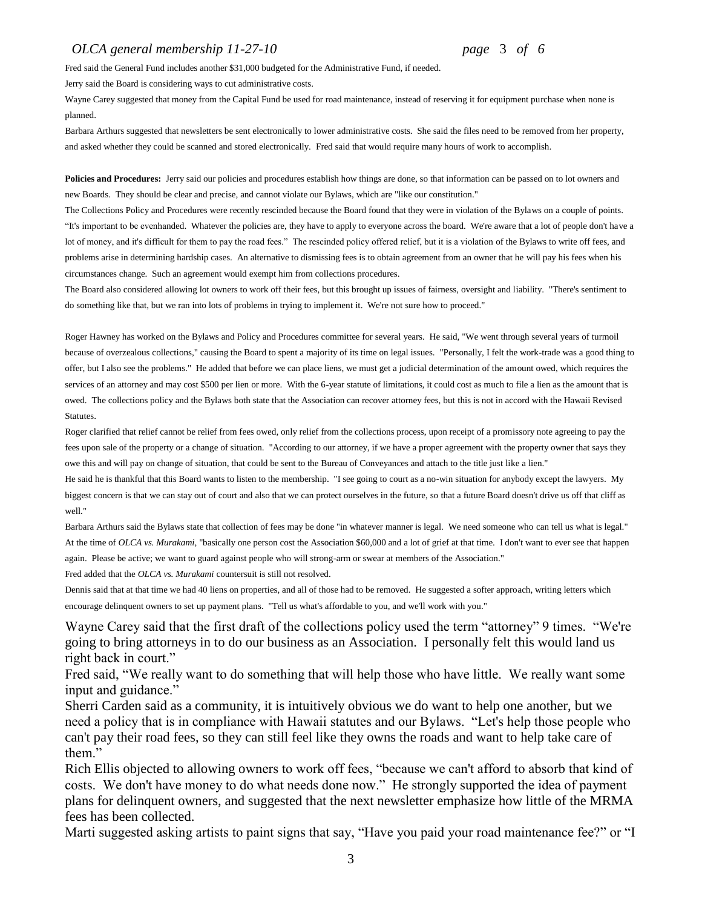Fred said the General Fund includes another $31,000 budgeted for the Administrative Fund, if needed.

Jerry said the Board is considering ways to cut administrative costs.

Wayne Carey suggested that money from the Capital Fund be used for road maintenance, instead of reserving it for equipment purchase when none is planned.

Barbara Arthurs suggested that newsletters be sent electronically to lower administrative costs. She said the files need to be removed from her property, and asked whether they could be scanned and stored electronically. Fred said that would require many hours of work to accomplish.

**Policies and Procedures:** Jerry said our policies and procedures establish how things are done, so that information can be passed on to lot owners and new Boards. They should be clear and precise, and cannot violate our Bylaws, which are "like our constitution."

The Collections Policy and Procedures were recently rescinded because the Board found that they were in violation of the Bylaws on a couple of points. "It's important to be evenhanded. Whatever the policies are, they have to apply to everyone across the board. We're aware that a lot of people don't have a lot of money, and it's difficult for them to pay the road fees." The rescinded policy offered relief, but it is a violation of the Bylaws to write off fees, and problems arise in determining hardship cases. An alternative to dismissing fees is to obtain agreement from an owner that he will pay his fees when his circumstances change. Such an agreement would exempt him from collections procedures.

The Board also considered allowing lot owners to work off their fees, but this brought up issues of fairness, oversight and liability. "There's sentiment to do something like that, but we ran into lots of problems in trying to implement it. We're not sure how to proceed."

Roger Hawney has worked on the Bylaws and Policy and Procedures committee for several years. He said, "We went through several years of turmoil because of overzealous collections," causing the Board to spent a majority of its time on legal issues. "Personally, I felt the work-trade was a good thing to offer, but I also see the problems." He added that before we can place liens, we must get a judicial determination of the amount owed, which requires the services of an attorney and may cost $500 per lien or more. With the 6-year statute of limitations, it could cost as much to file a lien as the amount that is owed. The collections policy and the Bylaws both state that the Association can recover attorney fees, but this is not in accord with the Hawaii Revised Statutes.

Roger clarified that relief cannot be relief from fees owed, only relief from the collections process, upon receipt of a promissory note agreeing to pay the fees upon sale of the property or a change of situation. "According to our attorney, if we have a proper agreement with the property owner that says they owe this and will pay on change of situation, that could be sent to the Bureau of Conveyances and attach to the title just like a lien."

He said he is thankful that this Board wants to listen to the membership. "I see going to court as a no-win situation for anybody except the lawyers. My biggest concern is that we can stay out of court and also that we can protect ourselves in the future, so that a future Board doesn't drive us off that cliff as well."

Barbara Arthurs said the Bylaws state that collection of fees may be done "in whatever manner is legal. We need someone who can tell us what is legal." At the time of *OLCA vs. Murakami*, "basically one person cost the Association $60,000 and a lot of grief at that time. I don't want to ever see that happen again. Please be active; we want to guard against people who will strong-arm or swear at members of the Association."

Fred added that the *OLCA vs. Murakami* countersuit is still not resolved.

Dennis said that at that time we had 40 liens on properties, and all of those had to be removed. He suggested a softer approach, writing letters which encourage delinquent owners to set up payment plans. "Tell us what's affordable to you, and we'll work with you."

Wayne Carey said that the first draft of the collections policy used the term "attorney" 9 times. "We're going to bring attorneys in to do our business as an Association. I personally felt this would land us right back in court."

Fred said, "We really want to do something that will help those who have little. We really want some input and guidance."

Sherri Carden said as a community, it is intuitively obvious we do want to help one another, but we need a policy that is in compliance with Hawaii statutes and our Bylaws. "Let's help those people who can't pay their road fees, so they can still feel like they owns the roads and want to help take care of them."

Rich Ellis objected to allowing owners to work off fees, "because we can't afford to absorb that kind of costs. We don't have money to do what needs done now." He strongly supported the idea of payment plans for delinquent owners, and suggested that the next newsletter emphasize how little of the MRMA fees has been collected.

Marti suggested asking artists to paint signs that say, "Have you paid your road maintenance fee?" or "I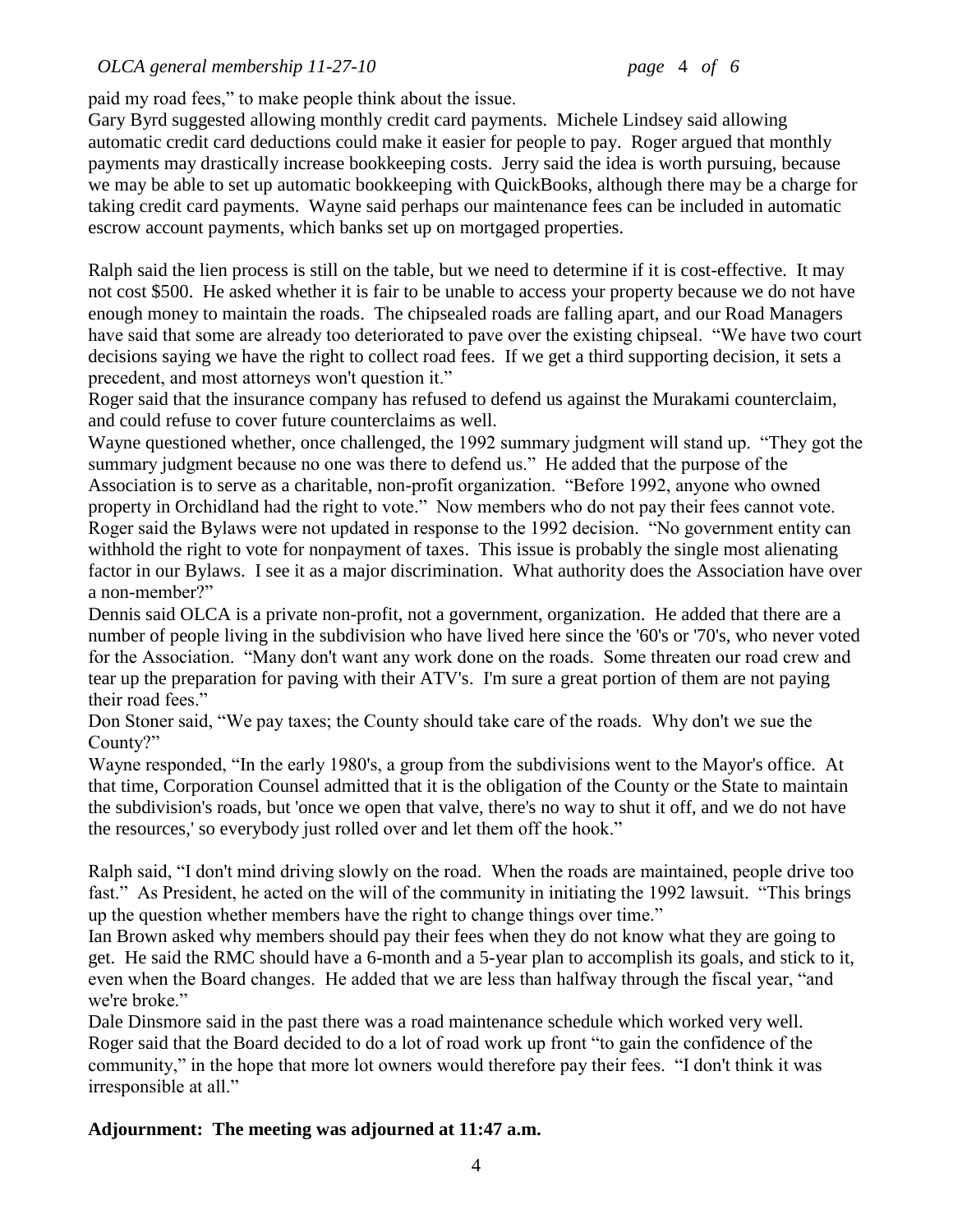paid my road fees," to make people think about the issue.
Gary Byrd suggested allowing monthly credit card payments. Michele Lindsey said allowing automatic credit card deductions could make it easier for people to pay. Roger argued that monthly payments may drastically increase bookkeeping costs. Jerry said the idea is worth pursuing, because we may be able to set up automatic bookkeeping with QuickBooks, although there may be a charge for taking credit card payments. Wayne said perhaps our maintenance fees can be included in automatic escrow account payments, which banks set up on mortgaged properties.

Ralph said the lien process is still on the table, but we need to determine if it is cost-effective. It may not cost $500. He asked whether it is fair to be unable to access your property because we do not have enough money to maintain the roads. The chipsealed roads are falling apart, and our Road Managers have said that some are already too deteriorated to pave over the existing chipseal. "We have two court decisions saying we have the right to collect road fees. If we get a third supporting decision, it sets a precedent, and most attorneys won't question it."
Roger said that the insurance company has refused to defend us against the Murakami counterclaim, and could refuse to cover future counterclaims as well.
Wayne questioned whether, once challenged, the 1992 summary judgment will stand up. "They got the summary judgment because no one was there to defend us." He added that the purpose of the Association is to serve as a charitable, non-profit organization. "Before 1992, anyone who owned property in Orchidland had the right to vote." Now members who do not pay their fees cannot vote. Roger said the Bylaws were not updated in response to the 1992 decision. "No government entity can withhold the right to vote for nonpayment of taxes. This issue is probably the single most alienating factor in our Bylaws. I see it as a major discrimination. What authority does the Association have over a non-member?"
Dennis said OLCA is a private non-profit, not a government, organization. He added that there are a number of people living in the subdivision who have lived here since the '60's or '70's, who never voted for the Association. "Many don't want any work done on the roads. Some threaten our road crew and tear up the preparation for paving with their ATV's. I'm sure a great portion of them are not paying their road fees."
Don Stoner said, "We pay taxes; the County should take care of the roads. Why don't we sue the County?"
Wayne responded, "In the early 1980's, a group from the subdivisions went to the Mayor's office. At that time, Corporation Counsel admitted that it is the obligation of the County or the State to maintain the subdivision's roads, but 'once we open that valve, there's no way to shut it off, and we do not have the resources,' so everybody just rolled over and let them off the hook."

Ralph said, "I don't mind driving slowly on the road. When the roads are maintained, people drive too fast." As President, he acted on the will of the community in initiating the 1992 lawsuit. "This brings up the question whether members have the right to change things over time."
Ian Brown asked why members should pay their fees when they do not know what they are going to get. He said the RMC should have a 6-month and a 5-year plan to accomplish its goals, and stick to it, even when the Board changes. He added that we are less than halfway through the fiscal year, "and we're broke."
Dale Dinsmore said in the past there was a road maintenance schedule which worked very well.
Roger said that the Board decided to do a lot of road work up front "to gain the confidence of the community," in the hope that more lot owners would therefore pay their fees. "I don't think it was irresponsible at all."

**Adjournment: The meeting was adjourned at 11:47 a.m.**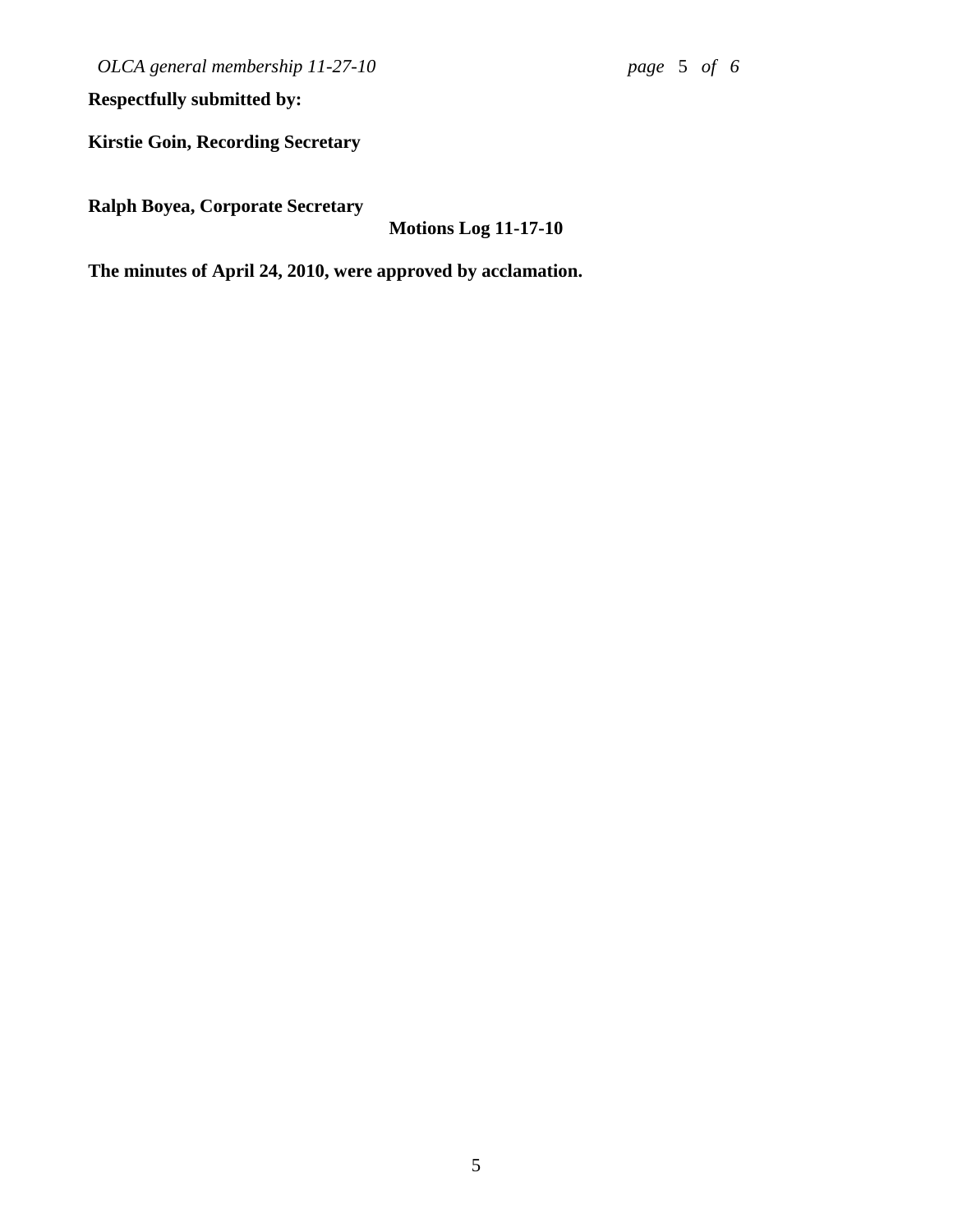**Respectfully submitted by:**

**Kirstie Goin, Recording Secretary**

**Ralph Boyea, Corporate Secretary**

**Motions Log 11-17-10**

**The minutes of April 24, 2010, were approved by acclamation.**